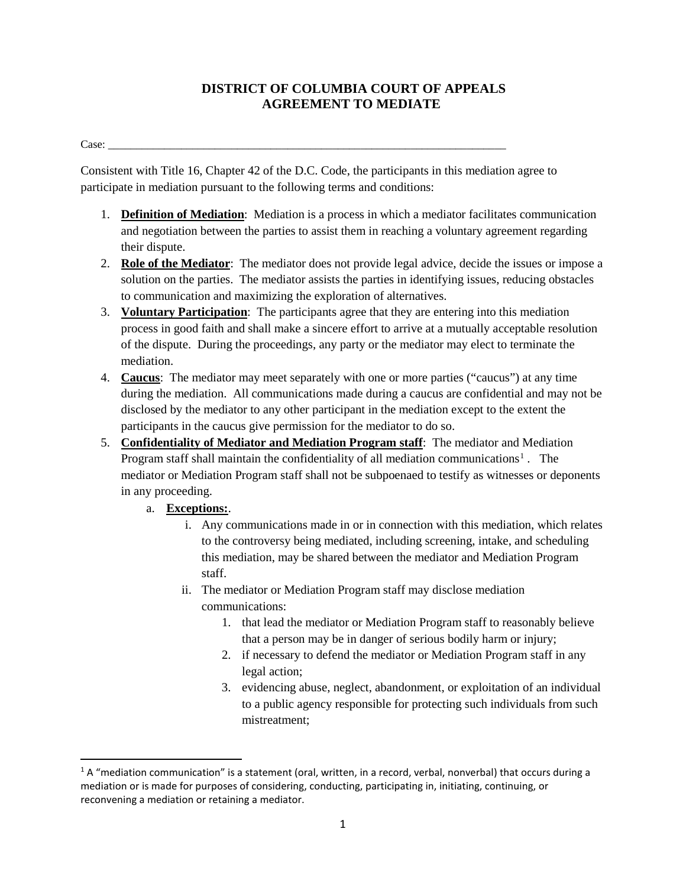# DISTRICT OF COLUMBIA COURT OF APPEALS
# AGREEMENT TO MEDIATE

Case: ______________________________________________________________________

Consistent with Title 16, Chapter 42 of the D.C. Code, the participants in this mediation agree to participate in mediation pursuant to the following terms and conditions:

1. **Definition of Mediation**: Mediation is a process in which a mediator facilitates communication and negotiation between the parties to assist them in reaching a voluntary agreement regarding their dispute.
2. **Role of the Mediator**: The mediator does not provide legal advice, decide the issues or impose a solution on the parties. The mediator assists the parties in identifying issues, reducing obstacles to communication and maximizing the exploration of alternatives.
3. **Voluntary Participation**: The participants agree that they are entering into this mediation process in good faith and shall make a sincere effort to arrive at a mutually acceptable resolution of the dispute. During the proceedings, any party or the mediator may elect to terminate the mediation.
4. **Caucus**: The mediator may meet separately with one or more parties ("caucus") at any time during the mediation. All communications made during a caucus are confidential and may not be disclosed by the mediator to any other participant in the mediation except to the extent the participants in the caucus give permission for the mediator to do so.
5. **Confidentiality of Mediator and Mediation Program staff**: The mediator and Mediation Program staff shall maintain the confidentiality of all mediation communications[1] . The mediator or Mediation Program staff shall not be subpoenaed to testify as witnesses or deponents in any proceeding.
   a. **Exceptions:**.
      i. Any communications made in or in connection with this mediation, which relates to the controversy being mediated, including screening, intake, and scheduling this mediation, may be shared between the mediator and Mediation Program staff.
      ii. The mediator or Mediation Program staff may disclose mediation communications:
         1. that lead the mediator or Mediation Program staff to reasonably believe that a person may be in danger of serious bodily harm or injury;
         2. if necessary to defend the mediator or Mediation Program staff in any legal action;
         3. evidencing abuse, neglect, abandonment, or exploitation of an individual to a public agency responsible for protecting such individuals from such mistreatment;

---

[1] A "mediation communication" is a statement (oral, written, in a record, verbal, nonverbal) that occurs during a mediation or is made for purposes of considering, conducting, participating in, initiating, continuing, or reconvening a mediation or retaining a mediator.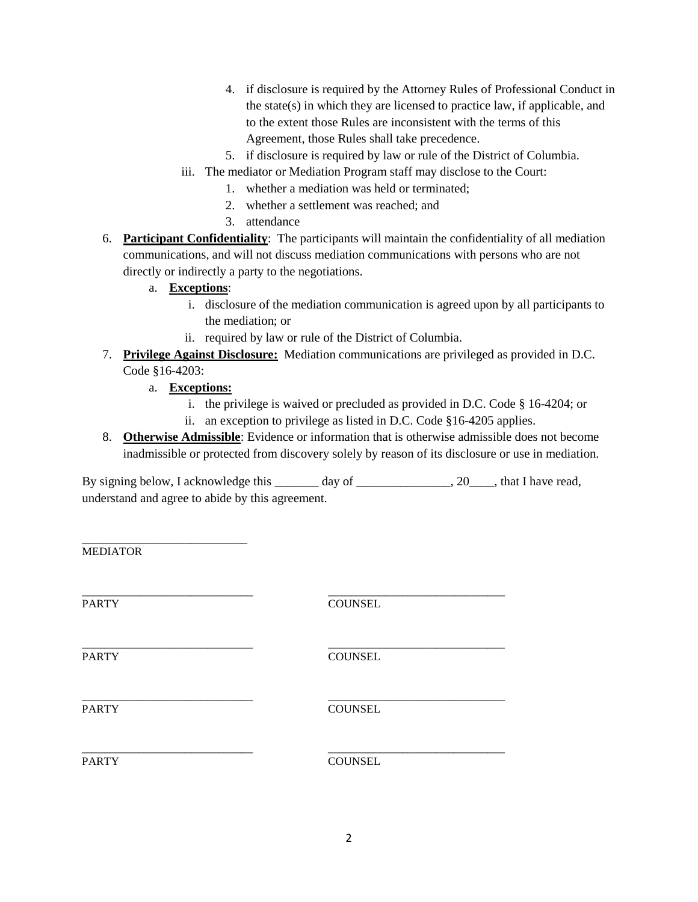4. if disclosure is required by the Attorney Rules of Professional Conduct in the state(s) in which they are licensed to practice law, if applicable, and to the extent those Rules are inconsistent with the terms of this Agreement, those Rules shall take precedence.
            5. if disclosure is required by law or rule of the District of Columbia.

        iii. The mediator or Mediation Program staff may disclose to the Court:
            1. whether a mediation was held or terminated;
            2. whether a settlement was reached; and
            3. attendance

6. **Participant Confidentiality**: The participants will maintain the confidentiality of all mediation communications, and will not discuss mediation communications with persons who are not directly or indirectly a party to the negotiations.
    a. **Exceptions**:
        i. disclosure of the mediation communication is agreed upon by all participants to the mediation; or
        ii. required by law or rule of the District of Columbia.

7. **Privilege Against Disclosure:** Mediation communications are privileged as provided in D.C. Code §16-4203:
    a. **Exceptions:**
        i. the privilege is waived or precluded as provided in D.C. Code § 16-4204; or
        ii. an exception to privilege as listed in D.C. Code §16-4205 applies.

8. **Otherwise Admissible**: Evidence or information that is otherwise admissible does not become inadmissible or protected from discovery solely by reason of its disclosure or use in mediation.

By signing below, I acknowledge this _______ day of _______________, 20____, that I have read, understand and agree to abide by this agreement.

____________________________
MEDIATOR

| | |
|---|---|
| ____________________________ | ____________________________ |
| PARTY | COUNSEL |
| ____________________________ | ____________________________ |
| PARTY | COUNSEL |
| ____________________________ | ____________________________ |
| PARTY | COUNSEL |
| ____________________________ | ____________________________ |
| PARTY | COUNSEL |